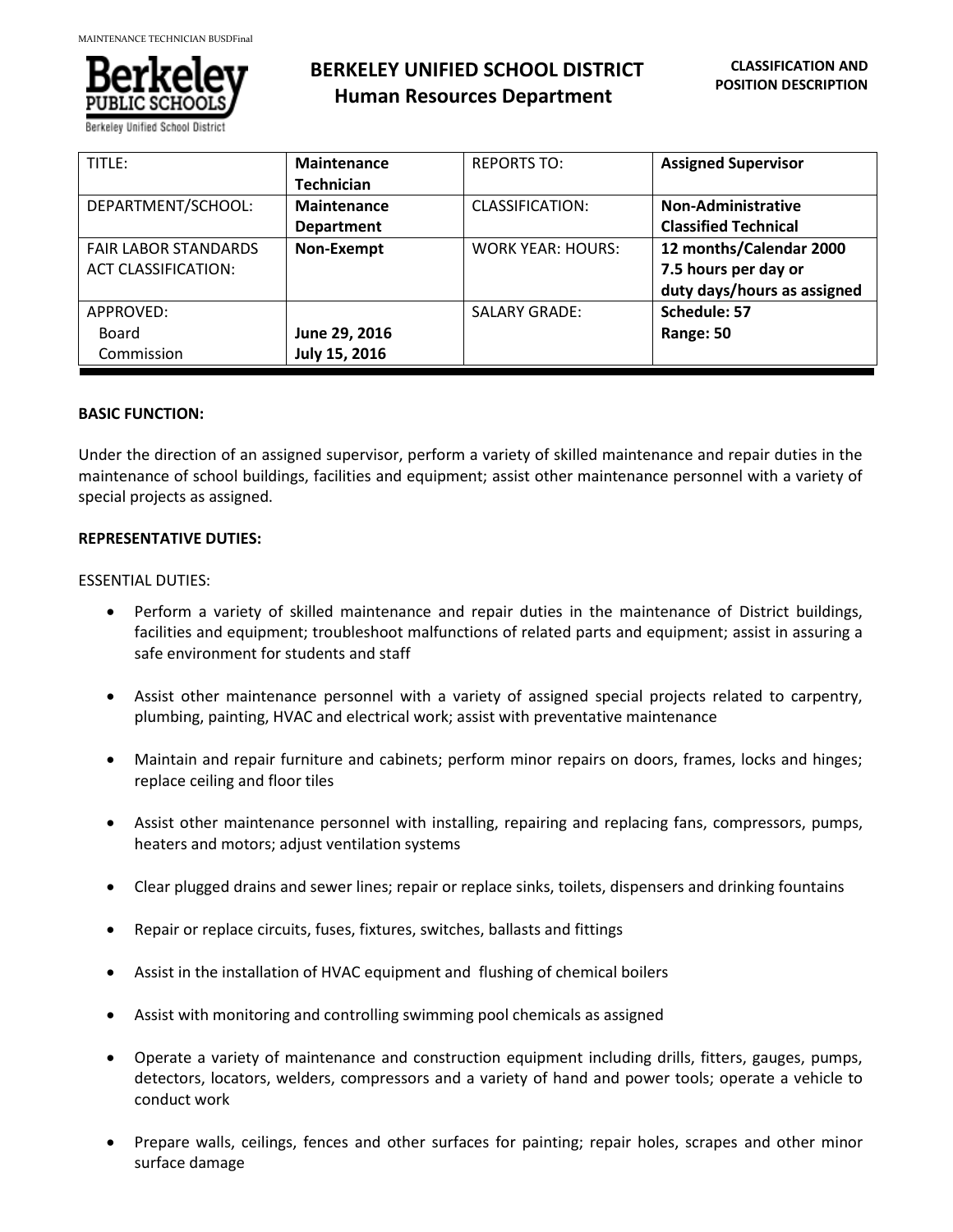# BERKELEY UNIFIED SCHOOL DISTRICT
## Human Resources Department

**CLASSIFICATION AND POSITION DESCRIPTION**

| TITLE: | **Maintenance Technician** | REPORTS TO: | **Assigned Supervisor** |
|---|---|---|---|
| DEPARTMENT/SCHOOL: | **Maintenance Department** | CLASSIFICATION: | **Non-Administrative Classified Technical** |
| FAIR LABOR STANDARDS ACT CLASSIFICATION: | **Non-Exempt** | WORK YEAR: HOURS: | **12 months/Calendar 2000 7.5 hours per day or duty days/hours as assigned** |
| APPROVED: Board Commission | **June 29, 2016 July 15, 2016** | SALARY GRADE: | **Schedule: 57 Range: 50** |

**BASIC FUNCTION:**

Under the direction of an assigned supervisor, perform a variety of skilled maintenance and repair duties in the maintenance of school buildings, facilities and equipment; assist other maintenance personnel with a variety of special projects as assigned.

**REPRESENTATIVE DUTIES:**

ESSENTIAL DUTIES:

- Perform a variety of skilled maintenance and repair duties in the maintenance of District buildings, facilities and equipment; troubleshoot malfunctions of related parts and equipment; assist in assuring a safe environment for students and staff
- Assist other maintenance personnel with a variety of assigned special projects related to carpentry, plumbing, painting, HVAC and electrical work; assist with preventative maintenance
- Maintain and repair furniture and cabinets; perform minor repairs on doors, frames, locks and hinges; replace ceiling and floor tiles
- Assist other maintenance personnel with installing, repairing and replacing fans, compressors, pumps, heaters and motors; adjust ventilation systems
- Clear plugged drains and sewer lines; repair or replace sinks, toilets, dispensers and drinking fountains
- Repair or replace circuits, fuses, fixtures, switches, ballasts and fittings
- Assist in the installation of HVAC equipment and flushing of chemical boilers
- Assist with monitoring and controlling swimming pool chemicals as assigned
- Operate a variety of maintenance and construction equipment including drills, fitters, gauges, pumps, detectors, locators, welders, compressors and a variety of hand and power tools; operate a vehicle to conduct work
- Prepare walls, ceilings, fences and other surfaces for painting; repair holes, scrapes and other minor surface damage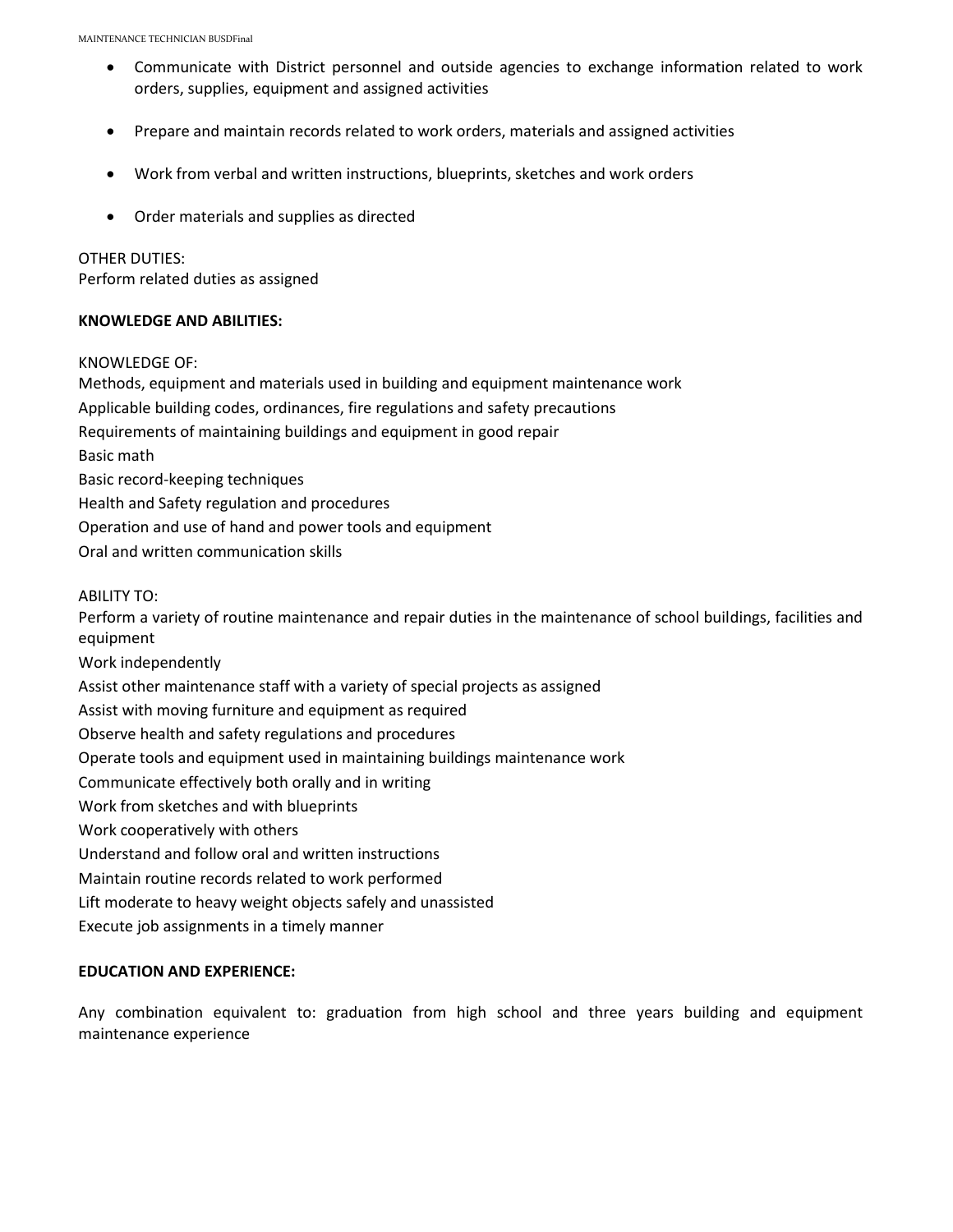- Communicate with District personnel and outside agencies to exchange information related to work orders, supplies, equipment and assigned activities

- Prepare and maintain records related to work orders, materials and assigned activities

- Work from verbal and written instructions, blueprints, sketches and work orders

- Order materials and supplies as directed

OTHER DUTIES:
Perform related duties as assigned

**KNOWLEDGE AND ABILITIES:**

KNOWLEDGE OF:
Methods, equipment and materials used in building and equipment maintenance work
Applicable building codes, ordinances, fire regulations and safety precautions
Requirements of maintaining buildings and equipment in good repair
Basic math
Basic record-keeping techniques
Health and Safety regulation and procedures
Operation and use of hand and power tools and equipment
Oral and written communication skills

ABILITY TO:
Perform a variety of routine maintenance and repair duties in the maintenance of school buildings, facilities and equipment
Work independently
Assist other maintenance staff with a variety of special projects as assigned
Assist with moving furniture and equipment as required
Observe health and safety regulations and procedures
Operate tools and equipment used in maintaining buildings maintenance work
Communicate effectively both orally and in writing
Work from sketches and with blueprints
Work cooperatively with others
Understand and follow oral and written instructions
Maintain routine records related to work performed
Lift moderate to heavy weight objects safely and unassisted
Execute job assignments in a timely manner

**EDUCATION AND EXPERIENCE:**

Any combination equivalent to: graduation from high school and three years building and equipment maintenance experience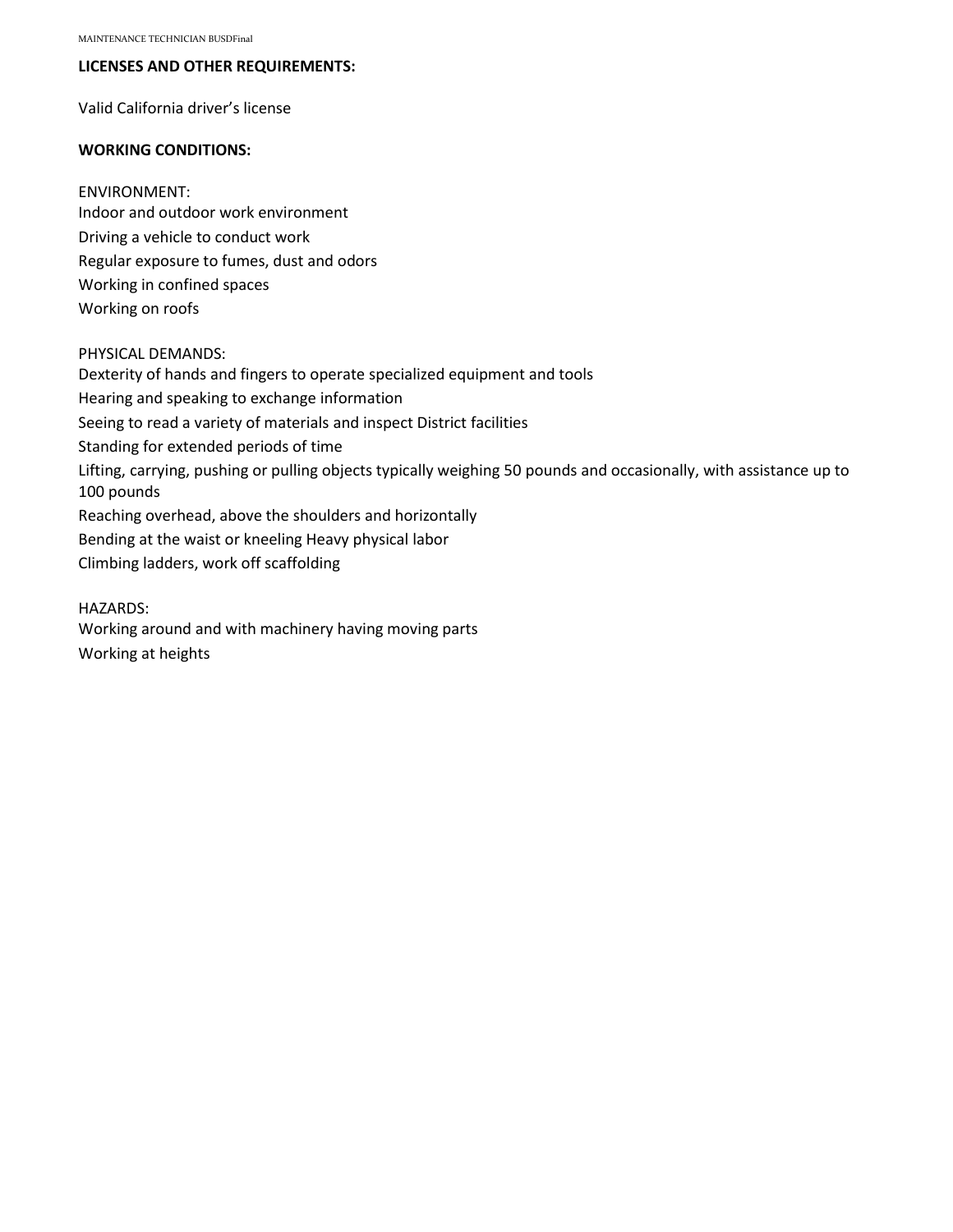**LICENSES AND OTHER REQUIREMENTS:**

Valid California driver's license

**WORKING CONDITIONS:**

ENVIRONMENT:
Indoor and outdoor work environment
Driving a vehicle to conduct work
Regular exposure to fumes, dust and odors
Working in confined spaces
Working on roofs

PHYSICAL DEMANDS:
Dexterity of hands and fingers to operate specialized equipment and tools
Hearing and speaking to exchange information
Seeing to read a variety of materials and inspect District facilities
Standing for extended periods of time
Lifting, carrying, pushing or pulling objects typically weighing 50 pounds and occasionally, with assistance up to 100 pounds
Reaching overhead, above the shoulders and horizontally
Bending at the waist or kneeling Heavy physical labor
Climbing ladders, work off scaffolding

HAZARDS:
Working around and with machinery having moving parts
Working at heights